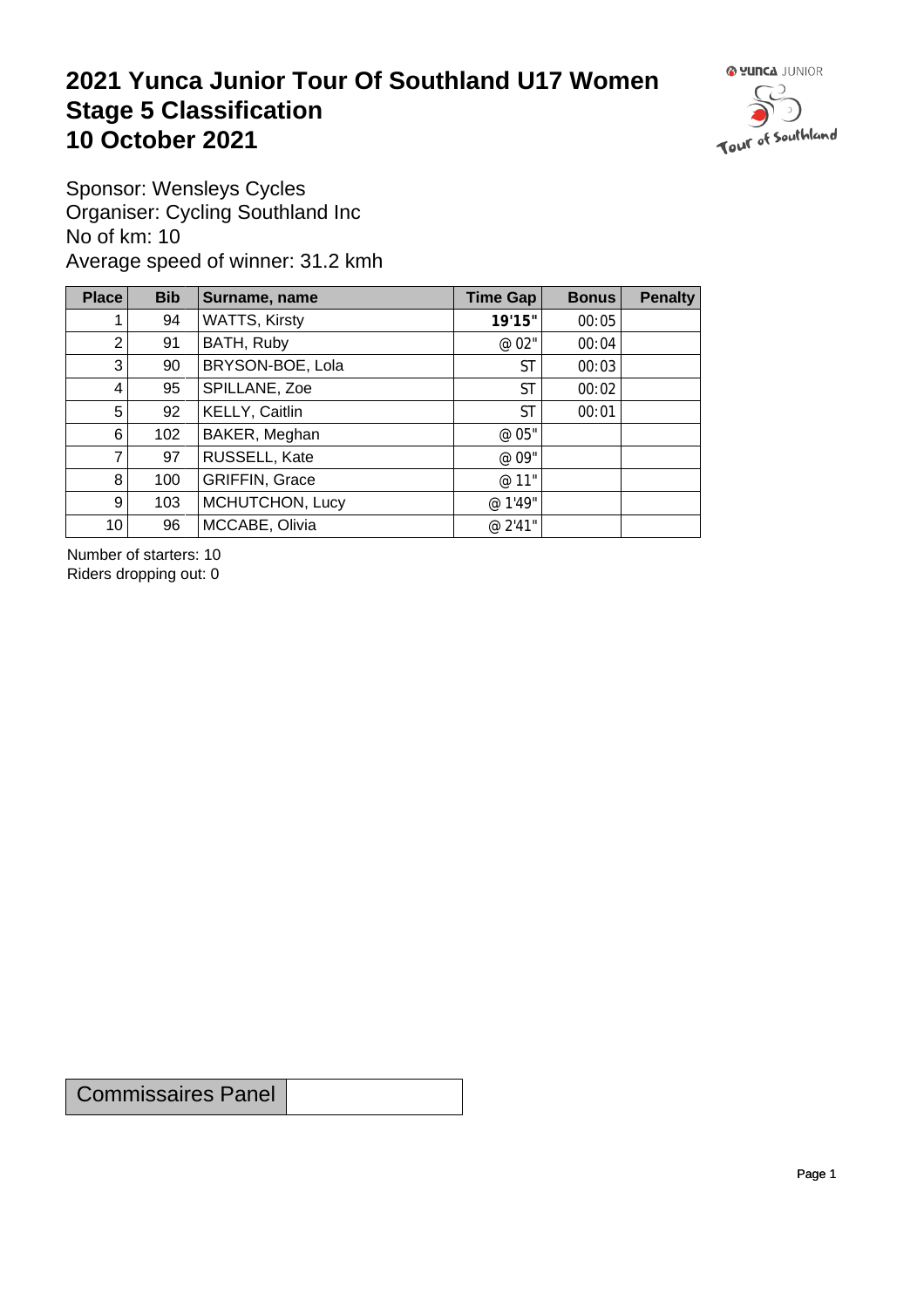# 2021 Yunca Junior Tour Of Southland U17 Women
# Stage 5 Classification
# 10 October 2021

Sponsor: Wensleys Cycles
Organiser: Cycling Southland Inc
No of km: 10
Average speed of winner: 31.2 kmh

| Place | Bib | Surname, name | Time Gap | Bonus | Penalty |
|---|---|---|---|---|---|
| 1 | 94 | WATTS, Kirsty | **19'15"** | 00:05 | |
| 2 | 91 | BATH, Ruby | @ 02" | 00:04 | |
| 3 | 90 | BRYSON-BOE, Lola | ST | 00:03 | |
| 4 | 95 | SPILLANE, Zoe | ST | 00:02 | |
| 5 | 92 | KELLY, Caitlin | ST | 00:01 | |
| 6 | 102 | BAKER, Meghan | @ 05" | | |
| 7 | 97 | RUSSELL, Kate | @ 09" | | |
| 8 | 100 | GRIFFIN, Grace | @ 11" | | |
| 9 | 103 | MCHUTCHON, Lucy | @ 1'49" | | |
| 10 | 96 | MCCABE, Olivia | @ 2'41" | | |

Number of starters: 10
Riders dropping out: 0

| Commissaires Panel | |
|---|---|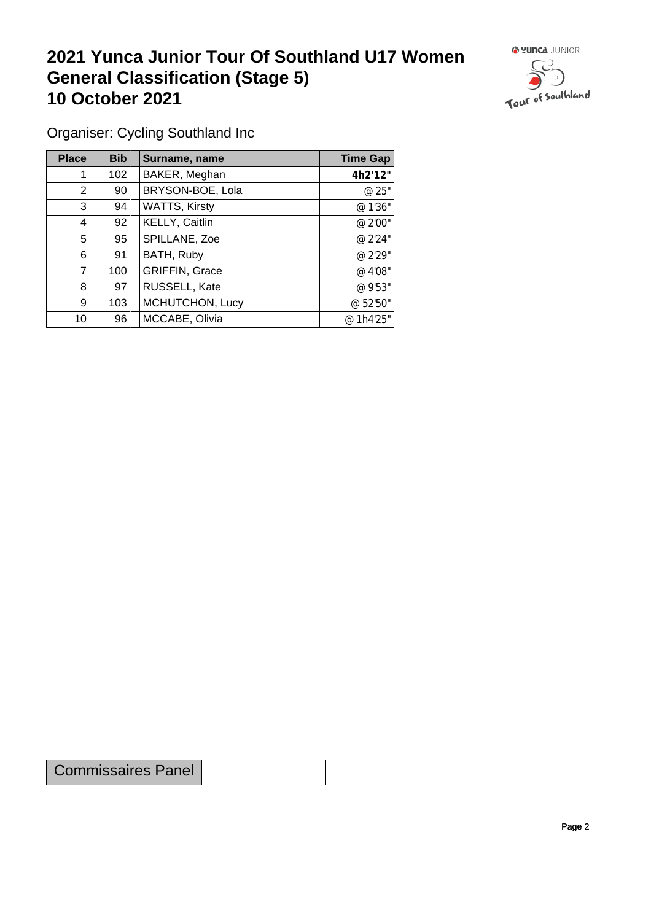# 2021 Yunca Junior Tour Of Southland U17 Women General Classification (Stage 5) 10 October 2021

Organiser: Cycling Southland Inc

| Place | Bib | Surname, name | Time Gap |
|---|---|---|---|
| 1 | 102 | BAKER, Meghan | **4h2'12"** |
| 2 | 90 | BRYSON-BOE, Lola | @ 25" |
| 3 | 94 | WATTS, Kirsty | @ 1'36" |
| 4 | 92 | KELLY, Caitlin | @ 2'00" |
| 5 | 95 | SPILLANE, Zoe | @ 2'24" |
| 6 | 91 | BATH, Ruby | @ 2'29" |
| 7 | 100 | GRIFFIN, Grace | @ 4'08" |
| 8 | 97 | RUSSELL, Kate | @ 9'53" |
| 9 | 103 | MCHUTCHON, Lucy | @ 52'50" |
| 10 | 96 | MCCABE, Olivia | @ 1h4'25" |

| Commissaires Panel | |
|---|---|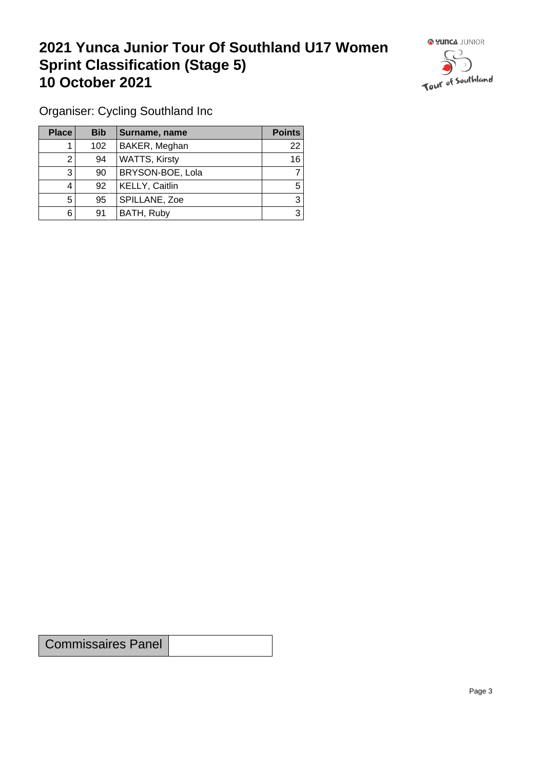# 2021 Yunca Junior Tour Of Southland U17 Women Sprint Classification (Stage 5) 10 October 2021

Organiser: Cycling Southland Inc

| Place | Bib | Surname, name | Points |
|---|---|---|---|
| 1 | 102 | BAKER, Meghan | 22 |
| 2 | 94 | WATTS, Kirsty | 16 |
| 3 | 90 | BRYSON-BOE, Lola | 7 |
| 4 | 92 | KELLY, Caitlin | 5 |
| 5 | 95 | SPILLANE, Zoe | 3 |
| 6 | 91 | BATH, Ruby | 3 |

| Commissaires Panel | |
|---|---|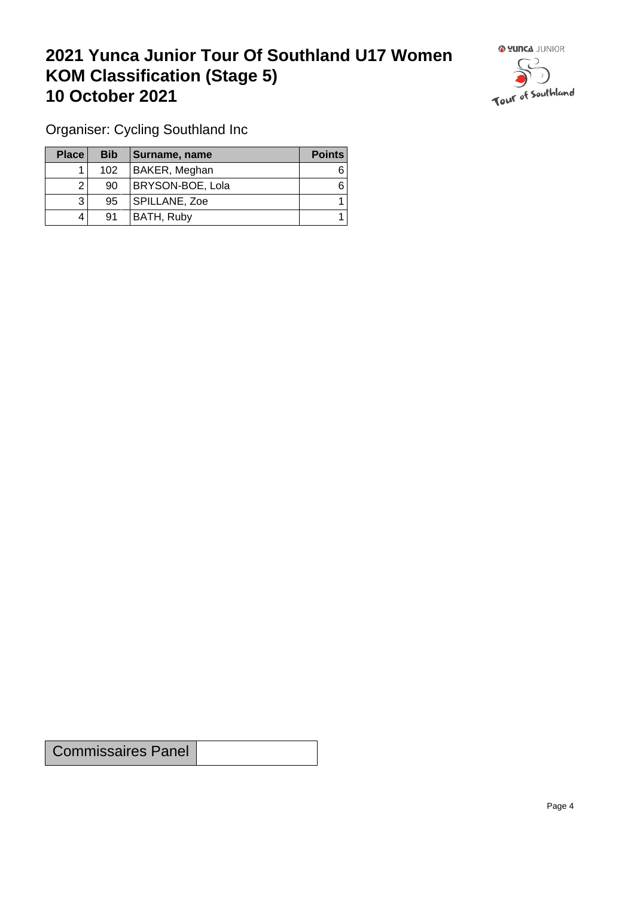# 2021 Yunca Junior Tour Of Southland U17 Women KOM Classification (Stage 5) 10 October 2021

Organiser: Cycling Southland Inc

| Place | Bib | Surname, name | Points |
|---|---|---|---|
| 1 | 102 | BAKER, Meghan | 6 |
| 2 | 90 | BRYSON-BOE, Lola | 6 |
| 3 | 95 | SPILLANE, Zoe | 1 |
| 4 | 91 | BATH, Ruby | 1 |

| Commissaires Panel | |
|---|---|